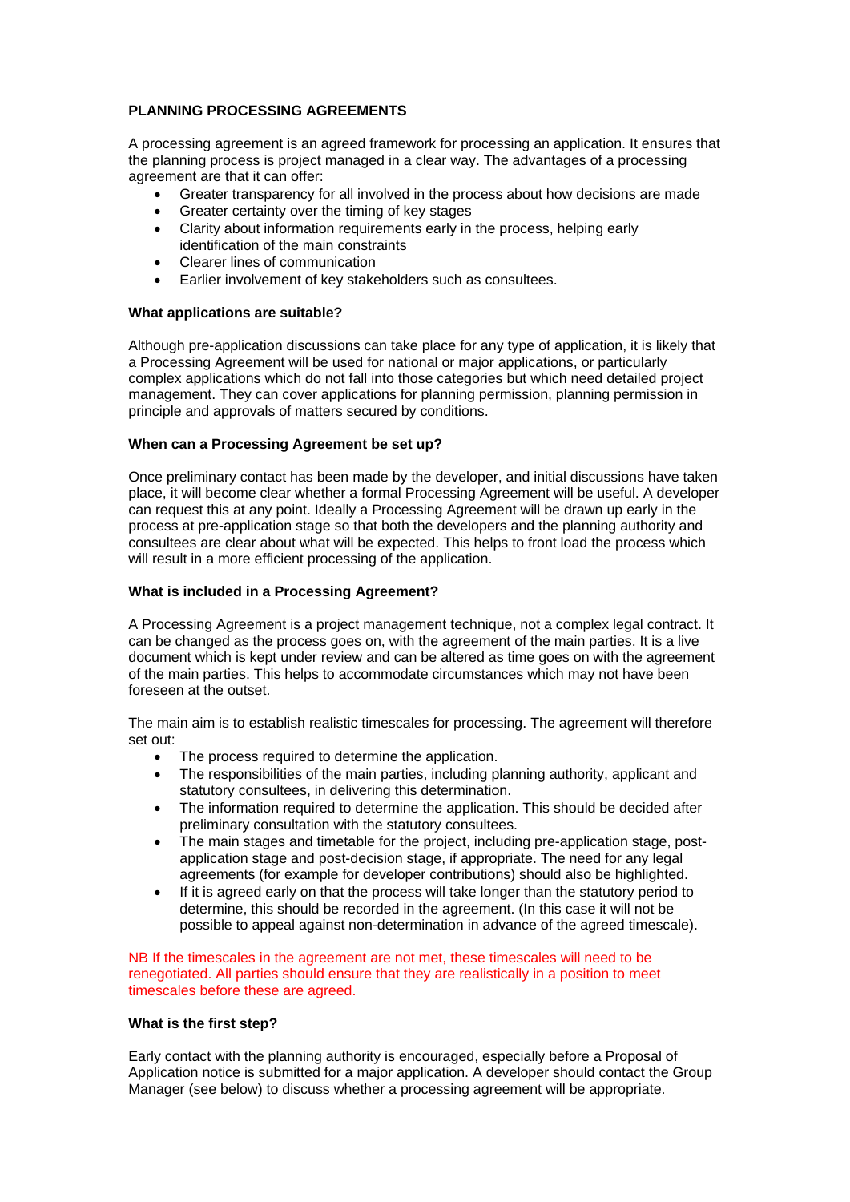# PLANNING PROCESSING AGREEMENTS

A processing agreement is an agreed framework for processing an application. It ensures that the planning process is project managed in a clear way. The advantages of a processing agreement are that it can offer:

- Greater transparency for all involved in the process about how decisions are made
- Greater certainty over the timing of key stages
- Clarity about information requirements early in the process, helping early identification of the main constraints
- Clearer lines of communication
- Earlier involvement of key stakeholders such as consultees.

## What applications are suitable?

Although pre-application discussions can take place for any type of application, it is likely that a Processing Agreement will be used for national or major applications, or particularly complex applications which do not fall into those categories but which need detailed project management. They can cover applications for planning permission, planning permission in principle and approvals of matters secured by conditions.

## When can a Processing Agreement be set up?

Once preliminary contact has been made by the developer, and initial discussions have taken place, it will become clear whether a formal Processing Agreement will be useful. A developer can request this at any point. Ideally a Processing Agreement will be drawn up early in the process at pre-application stage so that both the developers and the planning authority and consultees are clear about what will be expected. This helps to front load the process which will result in a more efficient processing of the application.

## What is included in a Processing Agreement?

A Processing Agreement is a project management technique, not a complex legal contract. It can be changed as the process goes on, with the agreement of the main parties. It is a live document which is kept under review and can be altered as time goes on with the agreement of the main parties. This helps to accommodate circumstances which may not have been foreseen at the outset.

The main aim is to establish realistic timescales for processing. The agreement will therefore set out:

- The process required to determine the application.
- The responsibilities of the main parties, including planning authority, applicant and statutory consultees, in delivering this determination.
- The information required to determine the application. This should be decided after preliminary consultation with the statutory consultees.
- The main stages and timetable for the project, including pre-application stage, post-application stage and post-decision stage, if appropriate. The need for any legal agreements (for example for developer contributions) should also be highlighted.
- If it is agreed early on that the process will take longer than the statutory period to determine, this should be recorded in the agreement. (In this case it will not be possible to appeal against non-determination in advance of the agreed timescale).

NB If the timescales in the agreement are not met, these timescales will need to be renegotiated. All parties should ensure that they are realistically in a position to meet timescales before these are agreed.

## What is the first step?

Early contact with the planning authority is encouraged, especially before a Proposal of Application notice is submitted for a major application. A developer should contact the Group Manager (see below) to discuss whether a processing agreement will be appropriate.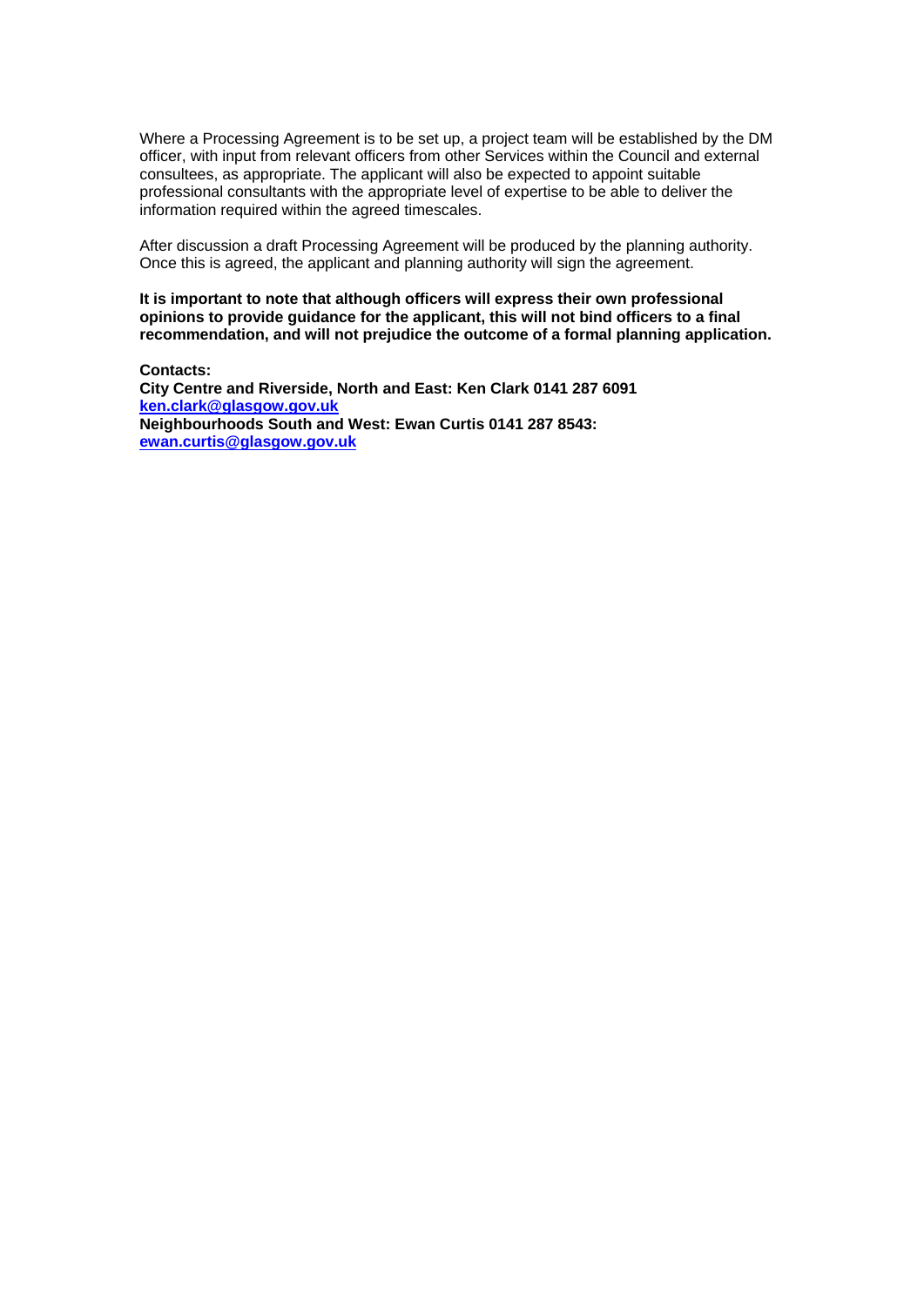Where a Processing Agreement is to be set up, a project team will be established by the DM officer, with input from relevant officers from other Services within the Council and external consultees, as appropriate. The applicant will also be expected to appoint suitable professional consultants with the appropriate level of expertise to be able to deliver the information required within the agreed timescales.

After discussion a draft Processing Agreement will be produced by the planning authority. Once this is agreed, the applicant and planning authority will sign the agreement.

**It is important to note that although officers will express their own professional opinions to provide guidance for the applicant, this will not bind officers to a final recommendation, and will not prejudice the outcome of a formal planning application.**

**Contacts:**
**City Centre and Riverside, North and East: Ken Clark 0141 287 6091**
**ken.clark@glasgow.gov.uk**
**Neighbourhoods South and West: Ewan Curtis 0141 287 8543:**
**ewan.curtis@glasgow.gov.uk**